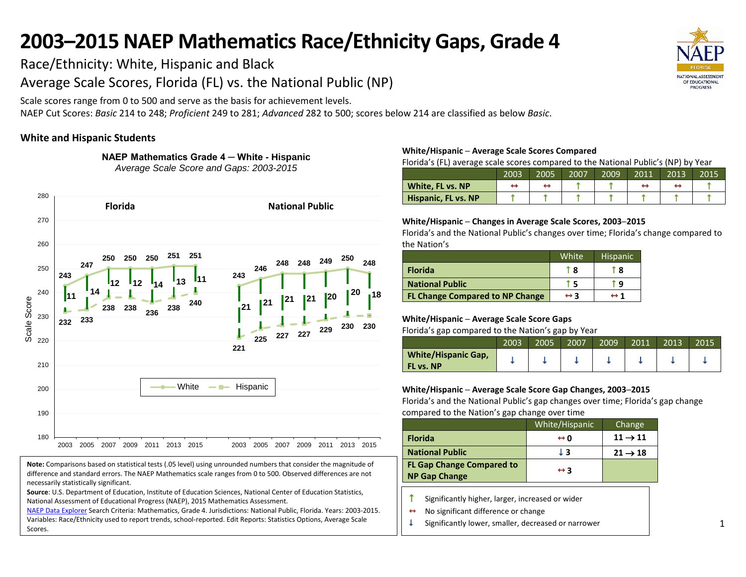# 2003–2015 NAEP Mathematics Race/Ethnicity Gaps, Grade 4

Race/Ethnicity: White, Hispanic and Black

Average Scale Scores, Florida (FL) vs. the National Public (NP)

Scale scores range from 0 to 500 and serve as the basis for achievement levels.

NAEP Cut Scores: *Basic* 214 to 248; *Proficient* 249 to 281; *Advanced* 282 to 500; scores below 214 are classified as below *Basic*.

## White and Hispanic Students

**NAEP Mathematics Grade 4 – White - Hispanic**

*Average Scale Score and Gaps: 2003-2015*

| | Florida White | Florida Hispanic | Florida Gap | National Public White | National Public Hispanic | National Public Gap |
|---|---|---|---|---|---|---|
| 2003 | 243 | 232 | 11 | 243 | 221 | 21 |
| 2005 | 247 | 233 | 14 | 246 | 225 | 21 |
| 2007 | 250 | 238 | 12 | 248 | 227 | 21 |
| 2009 | 250 | 238 | 12 | 248 | 227 | 21 |
| 2011 | 250 | 236 | 14 | 249 | 229 | 20 |
| 2013 | 251 | 238 | 13 | 250 | 230 | 20 |
| 2015 | 251 | 240 | 11 | 248 | 230 | 18 |

**Note:** Comparisons based on statistical tests (.05 level) using unrounded numbers that consider the magnitude of difference and standard errors. The NAEP Mathematics scale ranges from 0 to 500. Observed differences are not necessarily statistically significant.

**Source**: U.S. Department of Education, Institute of Education Sciences, National Center of Educational Statistics, National Assessment of Educational Progress (NAEP), 2015 Mathematics Assessment.

NAEP Data Explorer Search Criteria: Mathematics, Grade 4. Jurisdictions: National Public, Florida. Years: 2003-2015. Variables: Race/Ethnicity used to report trends, school-reported. Edit Reports: Statistics Options, Average Scale Scores.

**White/Hispanic – Average Scale Scores Compared**

Florida's (FL) average scale scores compared to the National Public's (NP) by Year

| | 2003 | 2005 | 2007 | 2009 | 2011 | 2013 | 2015 |
|---|---|---|---|---|---|---|---|
| **White, FL vs. NP** | ↔ | ↔ | ↑ | ↑ | ↔ | ↔ | ↑ |
| **Hispanic, FL vs. NP** | ↑ | ↑ | ↑ | ↑ | ↑ | ↑ | ↑ |

**White/Hispanic – Changes in Average Scale Scores, 2003–2015**

Florida's and the National Public's changes over time; Florida's change compared to the Nation's

| | White | Hispanic |
|---|---|---|
| **Florida** | ↑ 8 | ↑ 8 |
| **National Public** | ↑ 5 | ↑ 9 |
| **FL Change Compared to NP Change** | ↔ 3 | ↔ 1 |

**White/Hispanic – Average Scale Score Gaps**

Florida's gap compared to the Nation's gap by Year

| | 2003 | 2005 | 2007 | 2009 | 2011 | 2013 | 2015 |
|---|---|---|---|---|---|---|---|
| **White/Hispanic Gap, FL vs. NP** | ↓ | ↓ | ↓ | ↓ | ↓ | ↓ | ↓ |

**White/Hispanic – Average Scale Score Gap Changes, 2003–2015**

Florida's and the National Public's gap changes over time; Florida's gap change compared to the Nation's gap change over time

| | White/Hispanic | Change |
|---|---|---|
| **Florida** | ↔ 0 | 11 → 11 |
| **National Public** | ↓ 3 | 21 → 18 |
| **FL Gap Change Compared to NP Gap Change** | ↔ 3 | |

↑ Significantly higher, larger, increased or wider

↔ No significant difference or change

↓ Significantly lower, smaller, decreased or narrower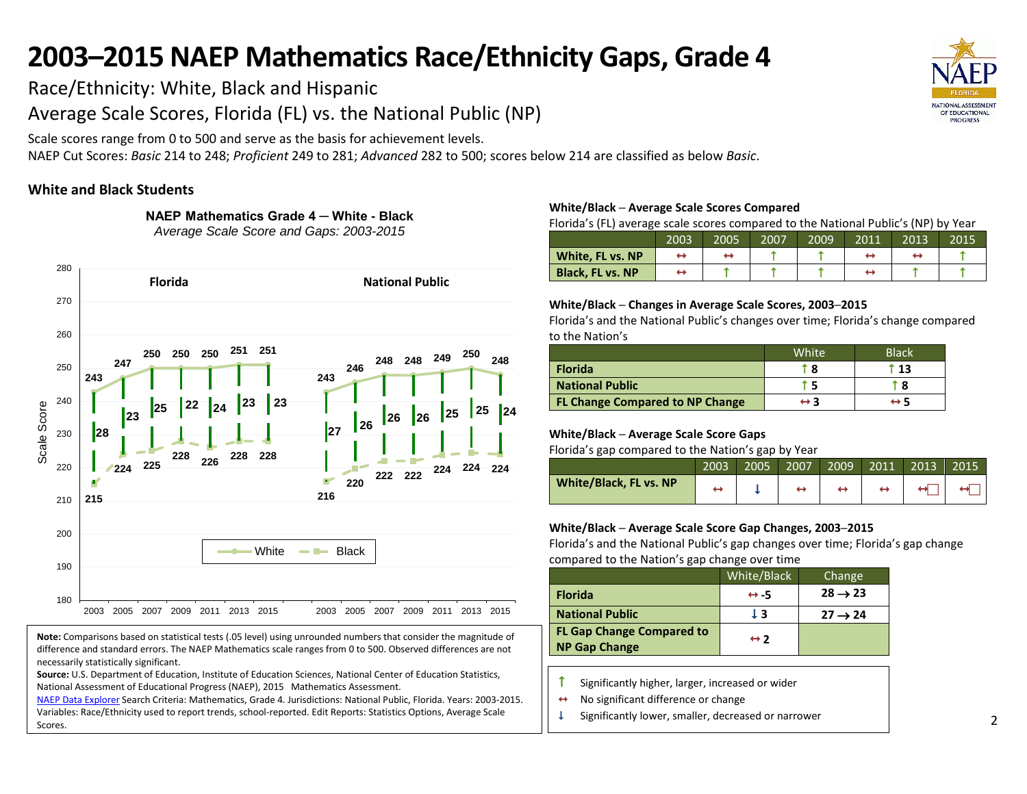# 2003–2015 NAEP Mathematics Race/Ethnicity Gaps, Grade 4

Race/Ethnicity: White, Black and Hispanic

Average Scale Scores, Florida (FL) vs. the National Public (NP)

Scale scores range from 0 to 500 and serve as the basis for achievement levels.

NAEP Cut Scores: *Basic* 214 to 248; *Proficient* 249 to 281; *Advanced* 282 to 500; scores below 214 are classified as below *Basic*.

### White and Black Students

**NAEP Mathematics Grade 4 – White - Black**

*Average Scale Score and Gaps: 2003-2015*

| | Florida | | | National Public | | |
|---|---|---|---|---|---|---|
| Year | White | Black | Gap | White | Black | Gap |
| 2003 | 243 | 215 | 28 | 243 | 216 | 27 |
| 2005 | 247 | 224 | 23 | 246 | 220 | 26 |
| 2007 | 250 | 225 | 25 | 248 | 222 | 26 |
| 2009 | 250 | 228 | 22 | 248 | 222 | 26 |
| 2011 | 250 | 226 | 24 | 249 | 224 | 25 |
| 2013 | 251 | 228 | 23 | 250 | 224 | 25 |
| 2015 | 251 | 228 | 23 | 248 | 224 | 24 |

**Note:** Comparisons based on statistical tests (.05 level) using unrounded numbers that consider the magnitude of difference and standard errors. The NAEP Mathematics scale ranges from 0 to 500. Observed differences are not necessarily statistically significant.

**Source:** U.S. Department of Education, Institute of Education Sciences, National Center of Education Statistics, National Assessment of Educational Progress (NAEP), 2015 Mathematics Assessment.

NAEP Data Explorer Search Criteria: Mathematics, Grade 4. Jurisdictions: National Public, Florida. Years: 2003-2015. Variables: Race/Ethnicity used to report trends, school-reported. Edit Reports: Statistics Options, Average Scale Scores.

**White/Black – Average Scale Scores Compared**

Florida's (FL) average scale scores compared to the National Public's (NP) by Year

| | 2003 | 2005 | 2007 | 2009 | 2011 | 2013 | 2015 |
|---|---|---|---|---|---|---|---|
| **White, FL vs. NP** | ↔ | ↔ | ↑ | ↑ | ↔ | ↔ | ↑ |
| **Black, FL vs. NP** | ↔ | ↑ | ↑ | ↑ | ↔ | ↑ | ↑ |

**White/Black – Changes in Average Scale Scores, 2003–2015**

Florida's and the National Public's changes over time; Florida's change compared to the Nation's

| | White | Black |
|---|---|---|
| **Florida** | ↑ 8 | ↑ 13 |
| **National Public** | ↑ 5 | ↑ 8 |
| **FL Change Compared to NP Change** | ↔ 3 | ↔ 5 |

**White/Black – Average Scale Score Gaps**

Florida's gap compared to the Nation's gap by Year

| | 2003 | 2005 | 2007 | 2009 | 2011 | 2013 | 2015 |
|---|---|---|---|---|---|---|---|
| **White/Black, FL vs. NP** | ↔ | ↓ | ↔ | ↔ | ↔ | ↔ | ↔ |

**White/Black – Average Scale Score Gap Changes, 2003–2015**

Florida's and the National Public's gap changes over time; Florida's gap change compared to the Nation's gap change over time

| | White/Black | Change |
|---|---|---|
| **Florida** | ↔ -5 | 28 → 23 |
| **National Public** | ↓ 3 | 27 → 24 |
| **FL Gap Change Compared to NP Gap Change** | ↔ 2 | |

↑ Significantly higher, larger, increased or wider

↔ No significant difference or change

↓ Significantly lower, smaller, decreased or narrower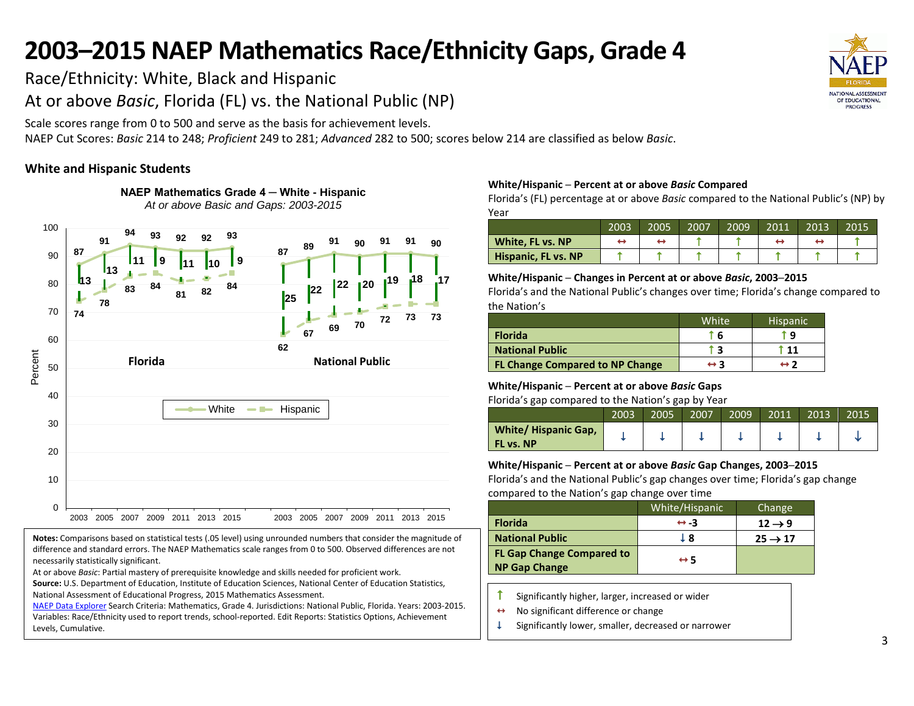# 2003–2015 NAEP Mathematics Race/Ethnicity Gaps, Grade 4

Race/Ethnicity: White, Black and Hispanic

At or above *Basic*, Florida (FL) vs. the National Public (NP)

Scale scores range from 0 to 500 and serve as the basis for achievement levels.

NAEP Cut Scores: *Basic* 214 to 248; *Proficient* 249 to 281; *Advanced* 282 to 500; scores below 214 are classified as below *Basic*.

### White and Hispanic Students

**NAEP Mathematics Grade 4 – White - Hispanic**

*At or above Basic and Gaps: 2003-2015*

| | Year | White | Hispanic | Gap |
|---|---|---|---|---|
| Florida | 2003 | 87 | 74 | 13 |
| | 2005 | 91 | 78 | 13 |
| | 2007 | 94 | 83 | 11 |
| | 2009 | 93 | 84 | 9 |
| | 2011 | 92 | 81 | 11 |
| | 2013 | 92 | 82 | 10 |
| | 2015 | 93 | 84 | 9 |
| National Public | 2003 | 87 | 62 | 25 |
| | 2005 | 89 | 67 | 22 |
| | 2007 | 91 | 69 | 22 |
| | 2009 | 90 | 70 | 20 |
| | 2011 | 91 | 72 | 19 |
| | 2013 | 91 | 73 | 18 |
| | 2015 | 90 | 73 | 17 |

**Notes:** Comparisons based on statistical tests (.05 level) using unrounded numbers that consider the magnitude of difference and standard errors. The NAEP Mathematics scale ranges from 0 to 500. Observed differences are not necessarily statistically significant.

At or above *Basic*: Partial mastery of prerequisite knowledge and skills needed for proficient work.

**Source:** U.S. Department of Education, Institute of Education Sciences, National Center of Education Statistics, National Assessment of Educational Progress, 2015 Mathematics Assessment.

NAEP Data Explorer Search Criteria: Mathematics, Grade 4. Jurisdictions: National Public, Florida. Years: 2003-2015. Variables: Race/Ethnicity used to report trends, school-reported. Edit Reports: Statistics Options, Achievement Levels, Cumulative.

**White/Hispanic – Percent at or above *Basic* Compared**

Florida's (FL) percentage at or above *Basic* compared to the National Public's (NP) by Year

| | 2003 | 2005 | 2007 | 2009 | 2011 | 2013 | 2015 |
|---|---|---|---|---|---|---|---|
| **White, FL vs. NP** | ↔ | ↔ | ↑ | ↑ | ↔ | ↔ | ↑ |
| **Hispanic, FL vs. NP** | ↑ | ↑ | ↑ | ↑ | ↑ | ↑ | ↑ |

**White/Hispanic – Changes in Percent at or above *Basic*, 2003–2015**

Florida's and the National Public's changes over time; Florida's change compared to the Nation's

| | White | Hispanic |
|---|---|---|
| **Florida** | ↑ 6 | ↑ 9 |
| **National Public** | ↑ 3 | ↑ 11 |
| **FL Change Compared to NP Change** | ↔ 3 | ↔ 2 |

**White/Hispanic – Percent at or above *Basic* Gaps**

Florida's gap compared to the Nation's gap by Year

| | 2003 | 2005 | 2007 | 2009 | 2011 | 2013 | 2015 |
|---|---|---|---|---|---|---|---|
| **White/ Hispanic Gap, FL vs. NP** | ↓ | ↓ | ↓ | ↓ | ↓ | ↓ | ↓ |

**White/Hispanic – Percent at or above *Basic* Gap Changes, 2003–2015**

Florida's and the National Public's gap changes over time; Florida's gap change compared to the Nation's gap change over time

| | White/Hispanic | Change |
|---|---|---|
| **Florida** | ↔ -3 | 12 → 9 |
| **National Public** | ↓ 8 | 25 → 17 |
| **FL Gap Change Compared to NP Gap Change** | ↔ 5 | |

↑ Significantly higher, larger, increased or wider

↔ No significant difference or change

↓ Significantly lower, smaller, decreased or narrower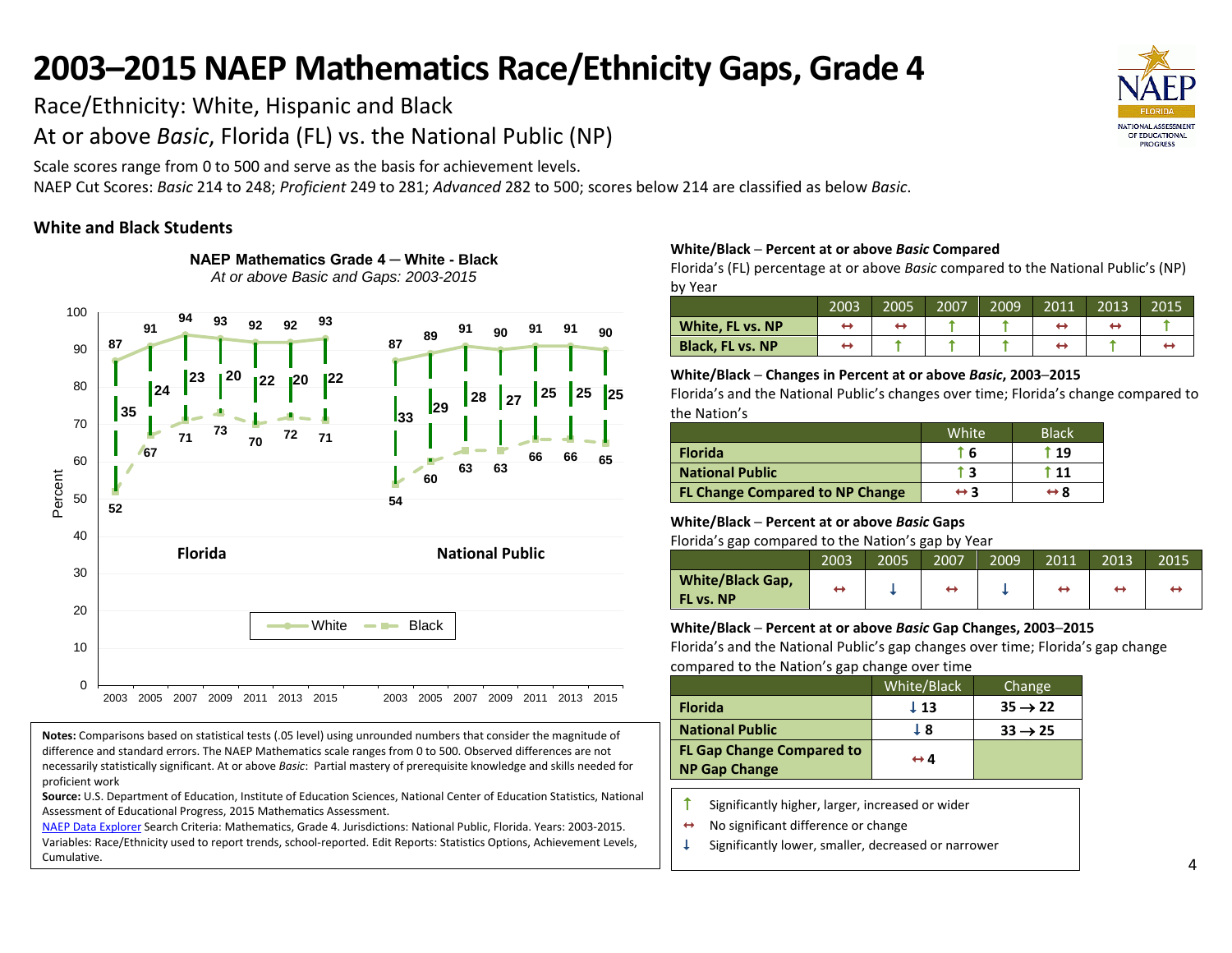# 2003–2015 NAEP Mathematics Race/Ethnicity Gaps, Grade 4

Race/Ethnicity: White, Hispanic and Black

At or above *Basic*, Florida (FL) vs. the National Public (NP)

Scale scores range from 0 to 500 and serve as the basis for achievement levels.

NAEP Cut Scores: *Basic* 214 to 248; *Proficient* 249 to 281; *Advanced* 282 to 500; scores below 214 are classified as below *Basic*.

### White and Black Students

**NAEP Mathematics Grade 4 — White - Black**

*At or above Basic and Gaps: 2003-2015*

| | Year | White | Black | Gap |
|---|---|---|---|---|
| Florida | 2003 | 87 | 52 | 35 |
| Florida | 2005 | 91 | 67 | 24 |
| Florida | 2007 | 94 | 71 | 23 |
| Florida | 2009 | 93 | 73 | 20 |
| Florida | 2011 | 92 | 70 | 22 |
| Florida | 2013 | 92 | 72 | 20 |
| Florida | 2015 | 93 | 71 | 22 |
| National Public | 2003 | 87 | 54 | 33 |
| National Public | 2005 | 89 | 60 | 29 |
| National Public | 2007 | 91 | 63 | 28 |
| National Public | 2009 | 90 | 63 | 27 |
| National Public | 2011 | 91 | 66 | 25 |
| National Public | 2013 | 91 | 66 | 25 |
| National Public | 2015 | 90 | 65 | 25 |

**White/Black – Percent at or above *Basic* Compared**

Florida's (FL) percentage at or above *Basic* compared to the National Public's (NP) by Year

| | 2003 | 2005 | 2007 | 2009 | 2011 | 2013 | 2015 |
|---|---|---|---|---|---|---|---|
| White, FL vs. NP | ↔ | ↔ | ↑ | ↑ | ↔ | ↔ | ↑ |
| Black, FL vs. NP | ↔ | ↑ | ↑ | ↑ | ↔ | ↑ | ↔ |

**White/Black – Changes in Percent at or above *Basic*, 2003–2015**

Florida's and the National Public's changes over time; Florida's change compared to the Nation's

| | White | Black |
|---|---|---|
| Florida | ↑ 6 | ↑ 19 |
| National Public | ↑ 3 | ↑ 11 |
| FL Change Compared to NP Change | ↔ 3 | ↔ 8 |

**White/Black – Percent at or above *Basic* Gaps**

Florida's gap compared to the Nation's gap by Year

| | 2003 | 2005 | 2007 | 2009 | 2011 | 2013 | 2015 |
|---|---|---|---|---|---|---|---|
| White/Black Gap, FL vs. NP | ↔ | ↓ | ↔ | ↓ | ↔ | ↔ | ↔ |

**White/Black – Percent at or above *Basic* Gap Changes, 2003–2015**

Florida's and the National Public's gap changes over time; Florida's gap change compared to the Nation's gap change over time

| | White/Black | Change |
|---|---|---|
| Florida | ↓ 13 | 35 → 22 |
| National Public | ↓ 8 | 33 → 25 |
| FL Gap Change Compared to NP Gap Change | ↔ 4 | |

↑ Significantly higher, larger, increased or wider

↔ No significant difference or change

↓ Significantly lower, smaller, decreased or narrower

**Notes:** Comparisons based on statistical tests (.05 level) using unrounded numbers that consider the magnitude of difference and standard errors. The NAEP Mathematics scale ranges from 0 to 500. Observed differences are not necessarily statistically significant. At or above *Basic*: Partial mastery of prerequisite knowledge and skills needed for proficient work

**Source:** U.S. Department of Education, Institute of Education Sciences, National Center of Education Statistics, National Assessment of Educational Progress, 2015 Mathematics Assessment.

NAEP Data Explorer Search Criteria: Mathematics, Grade 4. Jurisdictions: National Public, Florida. Years: 2003-2015. Variables: Race/Ethnicity used to report trends, school-reported. Edit Reports: Statistics Options, Achievement Levels, Cumulative.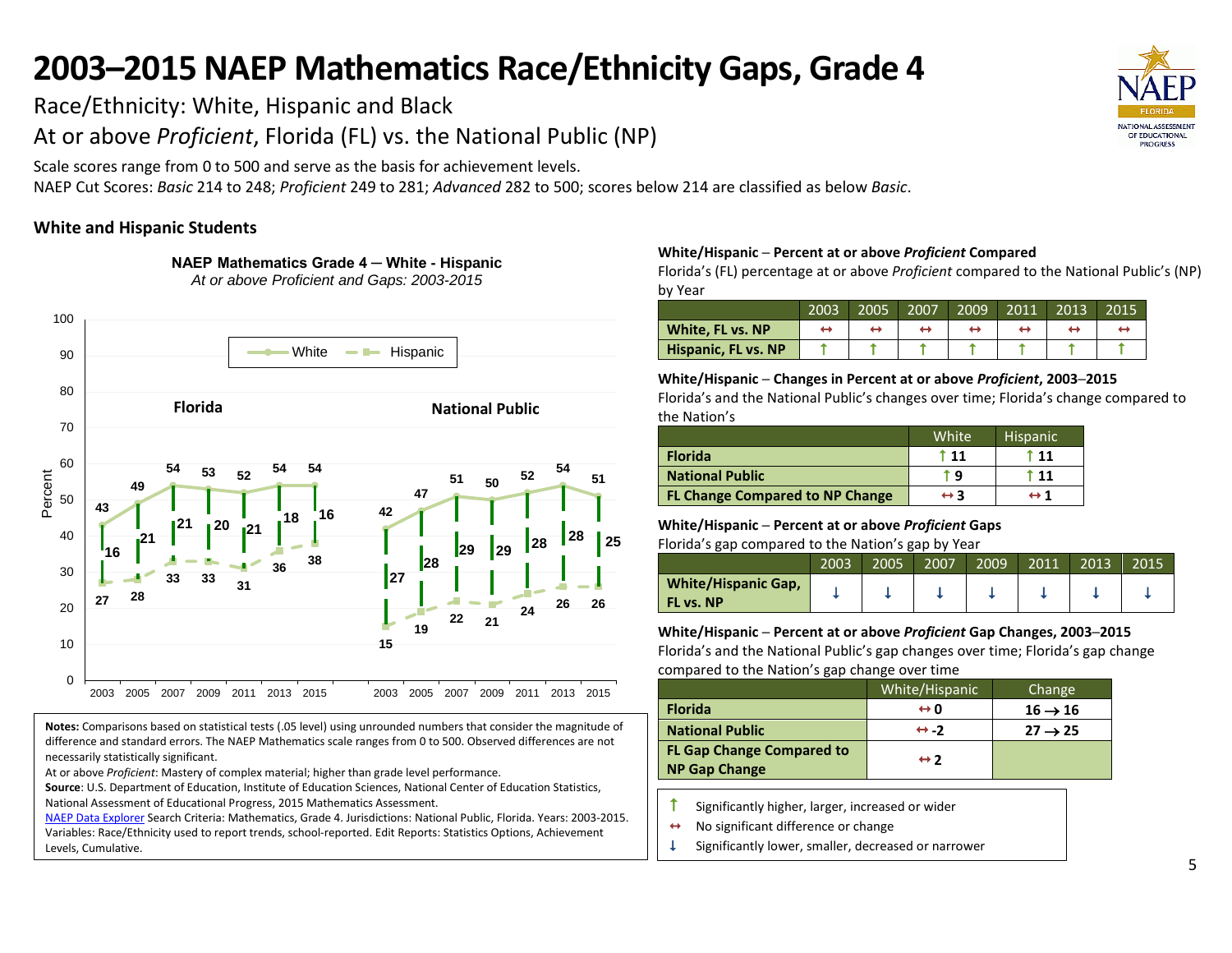# 2003–2015 NAEP Mathematics Race/Ethnicity Gaps, Grade 4

Race/Ethnicity: White, Hispanic and Black

At or above *Proficient*, Florida (FL) vs. the National Public (NP)

Scale scores range from 0 to 500 and serve as the basis for achievement levels.

NAEP Cut Scores: *Basic* 214 to 248; *Proficient* 249 to 281; *Advanced* 282 to 500; scores below 214 are classified as below *Basic*.

### White and Hispanic Students

**NAEP Mathematics Grade 4 – White - Hispanic**
*At or above Proficient and Gaps: 2003-2015*

| | 2003 | 2005 | 2007 | 2009 | 2011 | 2013 | 2015 |
|---|---|---|---|---|---|---|---|
| Florida – White | 43 | 49 | 54 | 53 | 52 | 54 | 54 |
| Florida – Hispanic | 27 | 28 | 33 | 33 | 31 | 36 | 38 |
| Florida – Gap | 16 | 21 | 21 | 20 | 21 | 18 | 16 |
| National Public – White | 42 | 47 | 51 | 50 | 52 | 54 | 51 |
| National Public – Hispanic | 15 | 19 | 22 | 21 | 24 | 26 | 26 |
| National Public – Gap | 27 | 28 | 29 | 29 | 28 | 28 | 25 |

**Notes:** Comparisons based on statistical tests (.05 level) using unrounded numbers that consider the magnitude of difference and standard errors. The NAEP Mathematics scale ranges from 0 to 500. Observed differences are not necessarily statistically significant.

At or above *Proficient*: Mastery of complex material; higher than grade level performance.

**Source**: U.S. Department of Education, Institute of Education Sciences, National Center of Education Statistics, National Assessment of Educational Progress, 2015 Mathematics Assessment.

NAEP Data Explorer Search Criteria: Mathematics, Grade 4. Jurisdictions: National Public, Florida. Years: 2003-2015. Variables: Race/Ethnicity used to report trends, school-reported. Edit Reports: Statistics Options, Achievement Levels, Cumulative.

**White/Hispanic – Percent at or above *Proficient* Compared**

Florida's (FL) percentage at or above *Proficient* compared to the National Public's (NP) by Year

| | 2003 | 2005 | 2007 | 2009 | 2011 | 2013 | 2015 |
|---|---|---|---|---|---|---|---|
| **White, FL vs. NP** | ↔ | ↔ | ↔ | ↔ | ↔ | ↔ | ↔ |
| **Hispanic, FL vs. NP** | ↑ | ↑ | ↑ | ↑ | ↑ | ↑ | ↑ |

**White/Hispanic – Changes in Percent at or above *Proficient*, 2003–2015**

Florida's and the National Public's changes over time; Florida's change compared to the Nation's

| | White | Hispanic |
|---|---|---|
| **Florida** | ↑ 11 | ↑ 11 |
| **National Public** | ↑ 9 | ↑ 11 |
| **FL Change Compared to NP Change** | ↔ 3 | ↔ 1 |

**White/Hispanic – Percent at or above *Proficient* Gaps**

Florida's gap compared to the Nation's gap by Year

| | 2003 | 2005 | 2007 | 2009 | 2011 | 2013 | 2015 |
|---|---|---|---|---|---|---|---|
| **White/Hispanic Gap, FL vs. NP** | ↓ | ↓ | ↓ | ↓ | ↓ | ↓ | ↓ |

**White/Hispanic – Percent at or above *Proficient* Gap Changes, 2003–2015**

Florida's and the National Public's gap changes over time; Florida's gap change compared to the Nation's gap change over time

| | White/Hispanic | Change |
|---|---|---|
| **Florida** | ↔ 0 | 16 → 16 |
| **National Public** | ↔ -2 | 27 → 25 |
| **FL Gap Change Compared to NP Gap Change** | ↔ 2 | |

↑ Significantly higher, larger, increased or wider
↔ No significant difference or change
↓ Significantly lower, smaller, decreased or narrower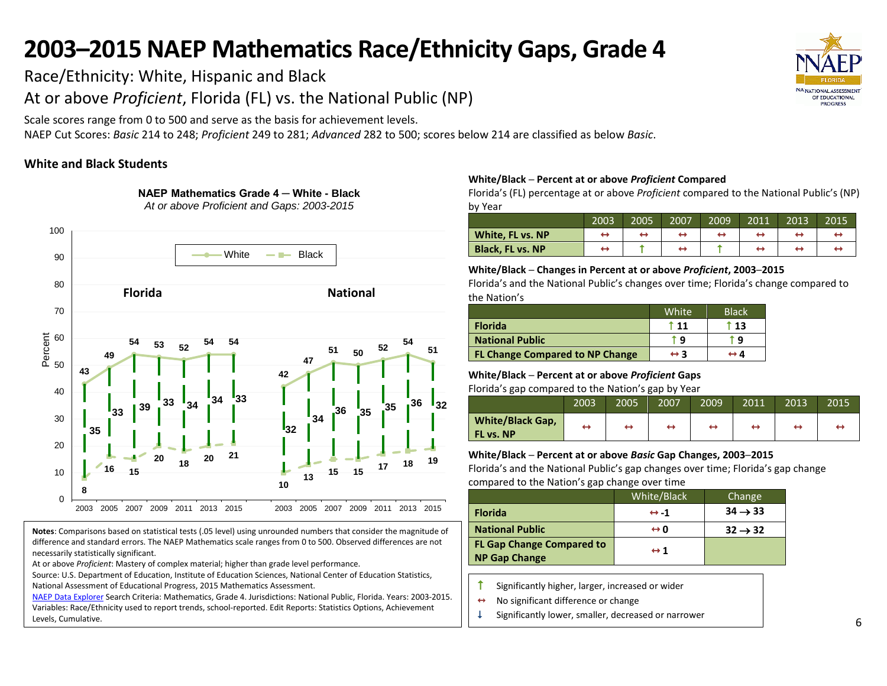# 2003–2015 NAEP Mathematics Race/Ethnicity Gaps, Grade 4

Race/Ethnicity: White, Hispanic and Black

At or above *Proficient*, Florida (FL) vs. the National Public (NP)

Scale scores range from 0 to 500 and serve as the basis for achievement levels.

NAEP Cut Scores: *Basic* 214 to 248; *Proficient* 249 to 281; *Advanced* 282 to 500; scores below 214 are classified as below *Basic*.

### White and Black Students

**NAEP Mathematics Grade 4 ─ White - Black**
*At or above Proficient and Gaps: 2003-2015*

White — Black

Florida

National

Percent

0 10 20 30 40 50 60 70 80 90 100

Florida: 2003 2005 2007 2009 2011 2013 2015

White: 43 49 54 53 52 54 54

Gap: 35 33 39 33 34 34 33

Black: 8 16 15 20 18 20 21

National: 2003 2005 2007 2009 2011 2013 2015

White: 42 47 51 50 52 54 51

Gap: 32 34 36 35 35 36 32

Black: 10 13 15 15 17 18 19

**Notes**: Comparisons based on statistical tests (.05 level) using unrounded numbers that consider the magnitude of difference and standard errors. The NAEP Mathematics scale ranges from 0 to 500. Observed differences are not necessarily statistically significant.

At or above *Proficient*: Mastery of complex material; higher than grade level performance.

Source: U.S. Department of Education, Institute of Education Sciences, National Center of Education Statistics, National Assessment of Educational Progress, 2015 Mathematics Assessment.

NAEP Data Explorer Search Criteria: Mathematics, Grade 4. Jurisdictions: National Public, Florida. Years: 2003-2015. Variables: Race/Ethnicity used to report trends, school-reported. Edit Reports: Statistics Options, Achievement Levels, Cumulative.

**White/Black – Percent at or above *Proficient* Compared**

Florida's (FL) percentage at or above *Proficient* compared to the National Public's (NP) by Year

| | 2003 | 2005 | 2007 | 2009 | 2011 | 2013 | 2015 |
|---|---|---|---|---|---|---|---|
| **White, FL vs. NP** | ↔ | ↔ | ↔ | ↔ | ↔ | ↔ | ↔ |
| **Black, FL vs. NP** | ↔ | ↑ | ↔ | ↑ | ↔ | ↔ | ↔ |

**White/Black – Changes in Percent at or above *Proficient*, 2003–2015**

Florida's and the National Public's changes over time; Florida's change compared to the Nation's

| | White | Black |
|---|---|---|
| **Florida** | ↑ 11 | ↑ 13 |
| **National Public** | ↑ 9 | ↑ 9 |
| **FL Change Compared to NP Change** | ↔ 3 | ↔ 4 |

**White/Black – Percent at or above *Proficient* Gaps**

Florida's gap compared to the Nation's gap by Year

| | 2003 | 2005 | 2007 | 2009 | 2011 | 2013 | 2015 |
|---|---|---|---|---|---|---|---|
| **White/Black Gap, FL vs. NP** | ↔ | ↔ | ↔ | ↔ | ↔ | ↔ | ↔ |

**White/Black – Percent at or above *Basic* Gap Changes, 2003–2015**

Florida's and the National Public's gap changes over time; Florida's gap change compared to the Nation's gap change over time

| | White/Black | Change |
|---|---|---|
| **Florida** | ↔ -1 | 34 → 33 |
| **National Public** | ↔ 0 | 32 → 32 |
| **FL Gap Change Compared to NP Gap Change** | ↔ 1 | |

↑ Significantly higher, larger, increased or wider

↔ No significant difference or change

↓ Significantly lower, smaller, decreased or narrower